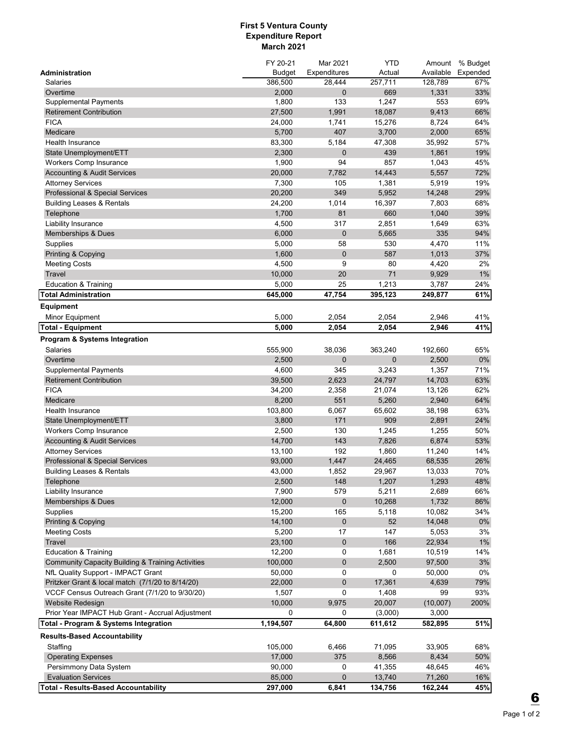**First 5 Ventura County**
**Expenditure Report**
**March 2021**

| Administration | FY 20-21 Budget | Mar 2021 Expenditures | YTD Actual | Amount Available | % Budget Expended |
|---|---|---|---|---|---|
| Salaries | 386,500 | 28,444 | 257,711 | 128,789 | 67% |
| Overtime | 2,000 | 0 | 669 | 1,331 | 33% |
| Supplemental Payments | 1,800 | 133 | 1,247 | 553 | 69% |
| Retirement Contribution | 27,500 | 1,991 | 18,087 | 9,413 | 66% |
| FICA | 24,000 | 1,741 | 15,276 | 8,724 | 64% |
| Medicare | 5,700 | 407 | 3,700 | 2,000 | 65% |
| Health Insurance | 83,300 | 5,184 | 47,308 | 35,992 | 57% |
| State Unemployment/ETT | 2,300 | 0 | 439 | 1,861 | 19% |
| Workers Comp Insurance | 1,900 | 94 | 857 | 1,043 | 45% |
| Accounting & Audit Services | 20,000 | 7,782 | 14,443 | 5,557 | 72% |
| Attorney Services | 7,300 | 105 | 1,381 | 5,919 | 19% |
| Professional & Special Services | 20,200 | 349 | 5,952 | 14,248 | 29% |
| Building Leases & Rentals | 24,200 | 1,014 | 16,397 | 7,803 | 68% |
| Telephone | 1,700 | 81 | 660 | 1,040 | 39% |
| Liability Insurance | 4,500 | 317 | 2,851 | 1,649 | 63% |
| Memberships & Dues | 6,000 | 0 | 5,665 | 335 | 94% |
| Supplies | 5,000 | 58 | 530 | 4,470 | 11% |
| Printing & Copying | 1,600 | 0 | 587 | 1,013 | 37% |
| Meeting Costs | 4,500 | 9 | 80 | 4,420 | 2% |
| Travel | 10,000 | 20 | 71 | 9,929 | 1% |
| Education & Training | 5,000 | 25 | 1,213 | 3,787 | 24% |
| **Total Administration** | **645,000** | **47,754** | **395,123** | **249,877** | **61%** |
| **Equipment** | | | | | |
| Minor Equipment | 5,000 | 2,054 | 2,054 | 2,946 | 41% |
| **Total - Equipment** | **5,000** | **2,054** | **2,054** | **2,946** | **41%** |
| **Program & Systems Integration** | | | | | |
| Salaries | 555,900 | 38,036 | 363,240 | 192,660 | 65% |
| Overtime | 2,500 | 0 | 0 | 2,500 | 0% |
| Supplemental Payments | 4,600 | 345 | 3,243 | 1,357 | 71% |
| Retirement Contribution | 39,500 | 2,623 | 24,797 | 14,703 | 63% |
| FICA | 34,200 | 2,358 | 21,074 | 13,126 | 62% |
| Medicare | 8,200 | 551 | 5,260 | 2,940 | 64% |
| Health Insurance | 103,800 | 6,067 | 65,602 | 38,198 | 63% |
| State Unemployment/ETT | 3,800 | 171 | 909 | 2,891 | 24% |
| Workers Comp Insurance | 2,500 | 130 | 1,245 | 1,255 | 50% |
| Accounting & Audit Services | 14,700 | 143 | 7,826 | 6,874 | 53% |
| Attorney Services | 13,100 | 192 | 1,860 | 11,240 | 14% |
| Professional & Special Services | 93,000 | 1,447 | 24,465 | 68,535 | 26% |
| Building Leases & Rentals | 43,000 | 1,852 | 29,967 | 13,033 | 70% |
| Telephone | 2,500 | 148 | 1,207 | 1,293 | 48% |
| Liability Insurance | 7,900 | 579 | 5,211 | 2,689 | 66% |
| Memberships & Dues | 12,000 | 0 | 10,268 | 1,732 | 86% |
| Supplies | 15,200 | 165 | 5,118 | 10,082 | 34% |
| Printing & Copying | 14,100 | 0 | 52 | 14,048 | 0% |
| Meeting Costs | 5,200 | 17 | 147 | 5,053 | 3% |
| Travel | 23,100 | 0 | 166 | 22,934 | 1% |
| Education & Training | 12,200 | 0 | 1,681 | 10,519 | 14% |
| Community Capacity Building & Training Activities | 100,000 | 0 | 2,500 | 97,500 | 3% |
| NfL Quality Support - IMPACT Grant | 50,000 | 0 | 0 | 50,000 | 0% |
| Pritzker Grant & local match (7/1/20 to 8/14/20) | 22,000 | 0 | 17,361 | 4,639 | 79% |
| VCCF Census Outreach Grant (7/1/20 to 9/30/20) | 1,507 | 0 | 1,408 | 99 | 93% |
| Website Redesign | 10,000 | 9,975 | 20,007 | (10,007) | 200% |
| Prior Year IMPACT Hub Grant - Accrual Adjustment | 0 | 0 | (3,000) | 3,000 | |
| **Total - Program & Systems Integration** | **1,194,507** | **64,800** | **611,612** | **582,895** | **51%** |
| **Results-Based Accountability** | | | | | |
| Staffing | 105,000 | 6,466 | 71,095 | 33,905 | 68% |
| Operating Expenses | 17,000 | 375 | 8,566 | 8,434 | 50% |
| Persimmony Data System | 90,000 | 0 | 41,355 | 48,645 | 46% |
| Evaluation Services | 85,000 | 0 | 13,740 | 71,260 | 16% |
| **Total - Results-Based Accountability** | **297,000** | **6,841** | **134,756** | **162,244** | **45%** |

6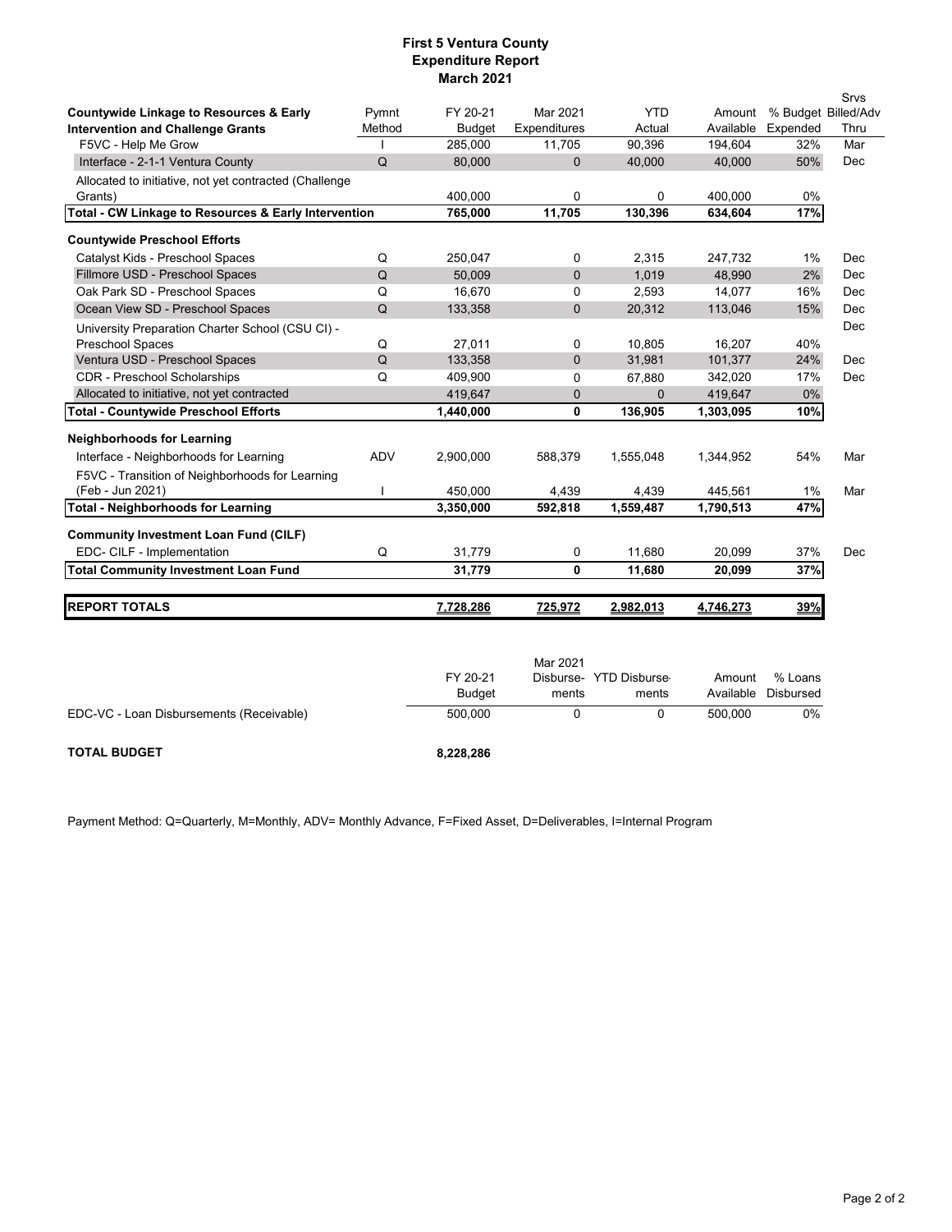# First 5 Ventura County
## Expenditure Report
## March 2021

| Countywide Linkage to Resources & Early Intervention and Challenge Grants | Pymnt Method | FY 20-21 Budget | Mar 2021 Expenditures | YTD Actual | Amount Available | % Budget Expended | Srvs Billed/Adv Thru |
|---|---|---|---|---|---|---|---|
| F5VC - Help Me Grow | I | 285,000 | 11,705 | 90,396 | 194,604 | 32% | Mar |
| Interface - 2-1-1 Ventura County | Q | 80,000 | 0 | 40,000 | 40,000 | 50% | Dec |
| Allocated to initiative, not yet contracted (Challenge Grants) | | 400,000 | 0 | 0 | 400,000 | 0% | |
| **Total - CW Linkage to Resources & Early Intervention** | | **765,000** | **11,705** | **130,396** | **634,604** | **17%** | |
| **Countywide Preschool Efforts** | | | | | | | |
| Catalyst Kids - Preschool Spaces | Q | 250,047 | 0 | 2,315 | 247,732 | 1% | Dec |
| Fillmore USD - Preschool Spaces | Q | 50,009 | 0 | 1,019 | 48,990 | 2% | Dec |
| Oak Park SD - Preschool Spaces | Q | 16,670 | 0 | 2,593 | 14,077 | 16% | Dec |
| Ocean View SD - Preschool Spaces | Q | 133,358 | 0 | 20,312 | 113,046 | 15% | Dec |
| University Preparation Charter School (CSU CI) - Preschool Spaces | Q | 27,011 | 0 | 10,805 | 16,207 | 40% | Dec |
| Ventura USD - Preschool Spaces | Q | 133,358 | 0 | 31,981 | 101,377 | 24% | Dec |
| CDR - Preschool Scholarships | Q | 409,900 | 0 | 67,880 | 342,020 | 17% | Dec |
| Allocated to initiative, not yet contracted | | 419,647 | 0 | 0 | 419,647 | 0% | |
| **Total - Countywide Preschool Efforts** | | **1,440,000** | **0** | **136,905** | **1,303,095** | **10%** | |
| **Neighborhoods for Learning** | | | | | | | |
| Interface - Neighborhoods for Learning | ADV | 2,900,000 | 588,379 | 1,555,048 | 1,344,952 | 54% | Mar |
| F5VC - Transition of Neighborhoods for Learning (Feb - Jun 2021) | I | 450,000 | 4,439 | 4,439 | 445,561 | 1% | Mar |
| **Total - Neighborhoods for Learning** | | **3,350,000** | **592,818** | **1,559,487** | **1,790,513** | **47%** | |
| **Community Investment Loan Fund (CILF)** | | | | | | | |
| EDC- CILF - Implementation | Q | 31,779 | 0 | 11,680 | 20,099 | 37% | Dec |
| **Total Community Investment Loan Fund** | | **31,779** | **0** | **11,680** | **20,099** | **37%** | |
| **REPORT TOTALS** | | **7,728,286** | **725,972** | **2,982,013** | **4,746,273** | **39%** | |

| | FY 20-21 Budget | Mar 2021 Disburse-ments | YTD Disburse-ments | Amount Available | % Loans Disbursed |
|---|---|---|---|---|---|
| EDC-VC - Loan Disbursements (Receivable) | 500,000 | 0 | 0 | 500,000 | 0% |
| **TOTAL BUDGET** | **8,228,286** | | | | |

Payment Method: Q=Quarterly, M=Monthly, ADV= Monthly Advance, F=Fixed Asset, D=Deliverables, I=Internal Program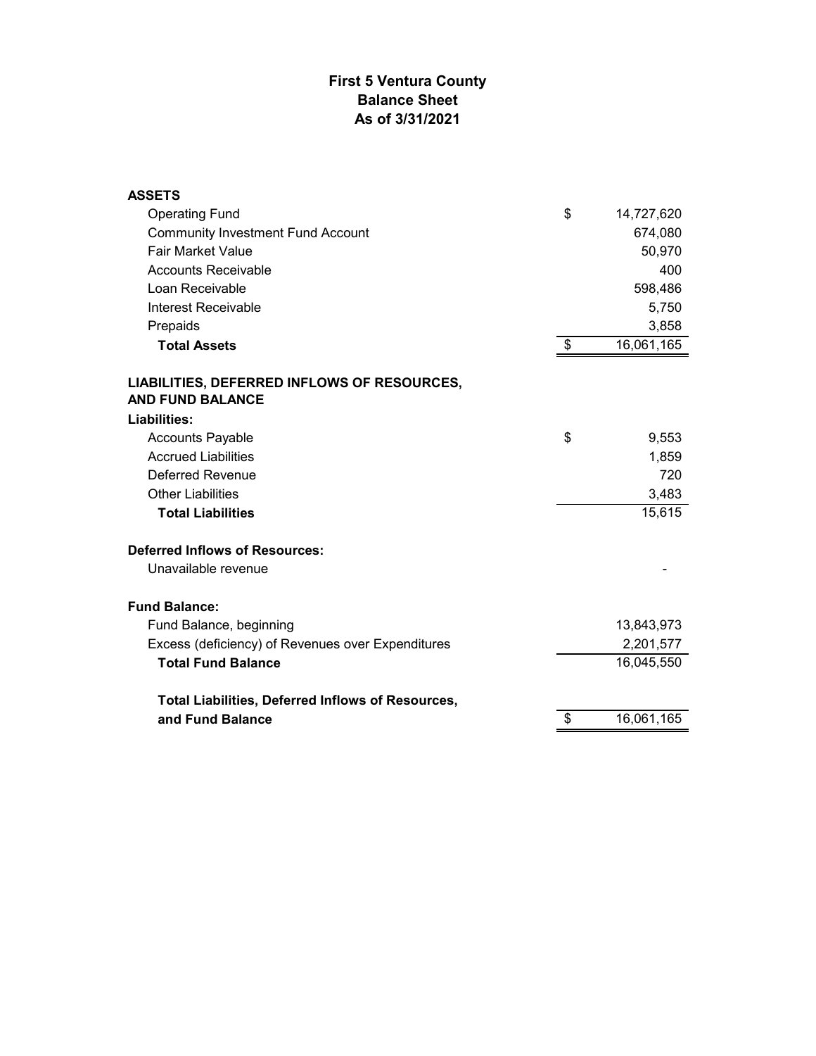# First 5 Ventura County
## Balance Sheet
### As of 3/31/2021

| | | |
|---|---|---|
| **ASSETS** | | |
| Operating Fund | $ | 14,727,620 |
| Community Investment Fund Account | | 674,080 |
| Fair Market Value | | 50,970 |
| Accounts Receivable | | 400 |
| Loan Receivable | | 598,486 |
| Interest Receivable | | 5,750 |
| Prepaids | | 3,858 |
| **Total Assets** | $ | 16,061,165 |
| | | |
| **LIABILITIES, DEFERRED INFLOWS OF RESOURCES, AND FUND BALANCE** | | |
| **Liabilities:** | | |
| Accounts Payable | $ | 9,553 |
| Accrued Liabilities | | 1,859 |
| Deferred Revenue | | 720 |
| Other Liabilities | | 3,483 |
| **Total Liabilities** | | 15,615 |
| | | |
| **Deferred Inflows of Resources:** | | |
| Unavailable revenue | | - |
| | | |
| **Fund Balance:** | | |
| Fund Balance, beginning | | 13,843,973 |
| Excess (deficiency) of Revenues over Expenditures | | 2,201,577 |
| **Total Fund Balance** | | 16,045,550 |
| | | |
| **Total Liabilities, Deferred Inflows of Resources, and Fund Balance** | $ | 16,061,165 |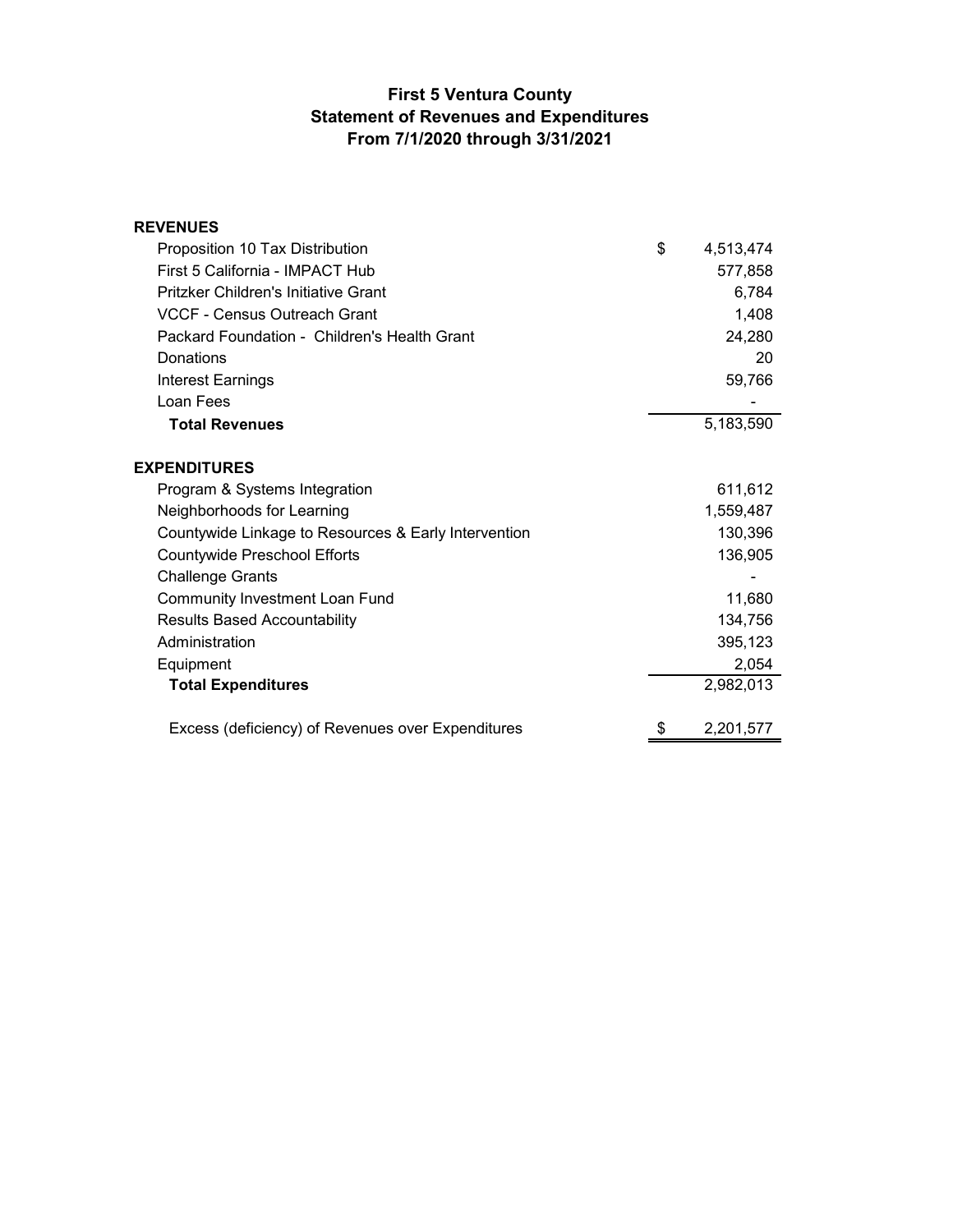# First 5 Ventura County
## Statement of Revenues and Expenditures
### From 7/1/2020 through 3/31/2021

| | |
|---|---|
| **REVENUES** | |
| Proposition 10 Tax Distribution | $ 4,513,474 |
| First 5 California - IMPACT Hub | 577,858 |
| Pritzker Children's Initiative Grant | 6,784 |
| VCCF - Census Outreach Grant | 1,408 |
| Packard Foundation - Children's Health Grant | 24,280 |
| Donations | 20 |
| Interest Earnings | 59,766 |
| Loan Fees | - |
| **Total Revenues** | 5,183,590 |
| **EXPENDITURES** | |
| Program & Systems Integration | 611,612 |
| Neighborhoods for Learning | 1,559,487 |
| Countywide Linkage to Resources & Early Intervention | 130,396 |
| Countywide Preschool Efforts | 136,905 |
| Challenge Grants | - |
| Community Investment Loan Fund | 11,680 |
| Results Based Accountability | 134,756 |
| Administration | 395,123 |
| Equipment | 2,054 |
| **Total Expenditures** | 2,982,013 |
| Excess (deficiency) of Revenues over Expenditures | $ 2,201,577 |